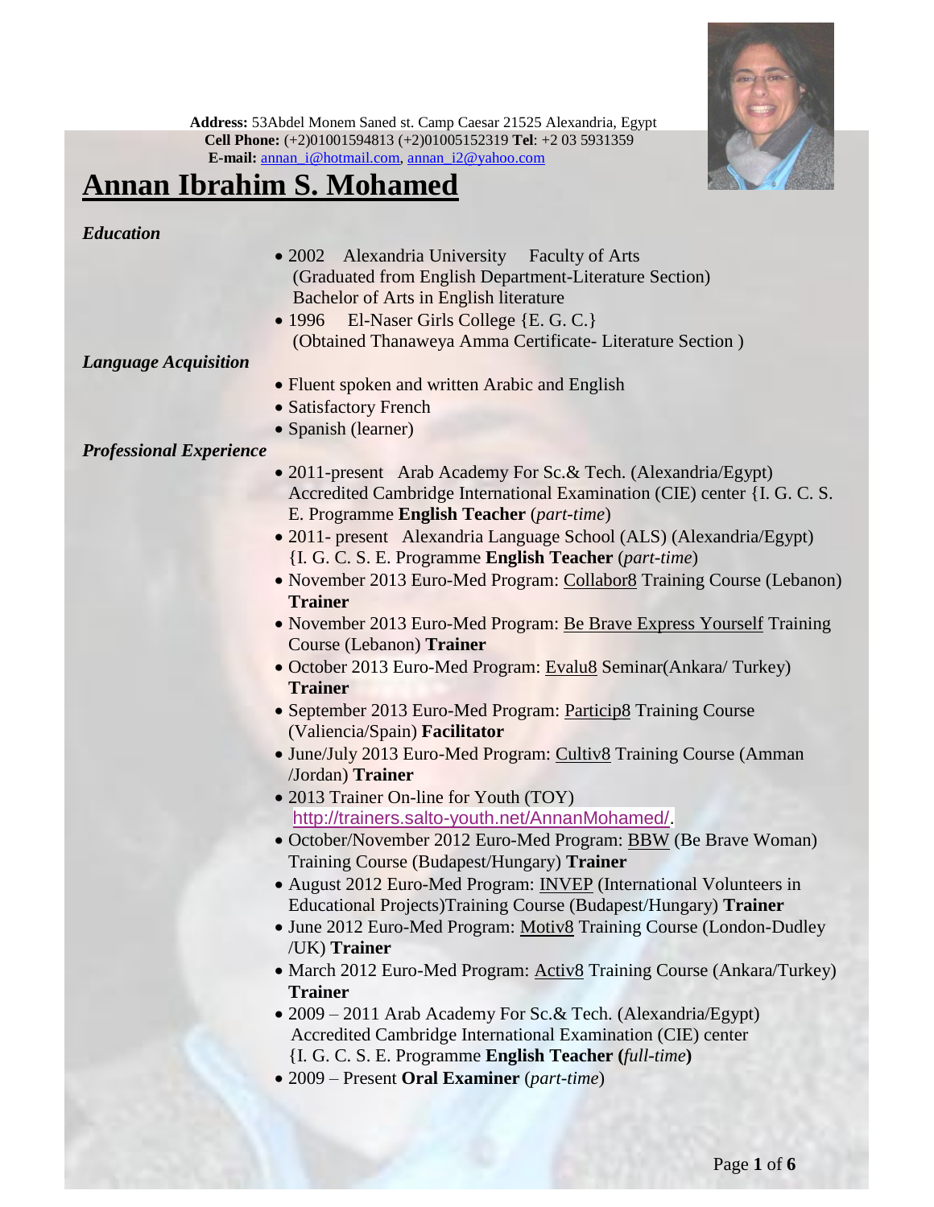**Address:** 53Abdel Monem Saned st. Camp Caesar 21525 Alexandria, Egypt
**Cell Phone:** (+2)01001594813 (+2)01005152319 **Tel**: +2 03 5931359
**E-mail:** annan_i@hotmail.com, annan_i2@yahoo.com

# Annan Ibrahim S. Mohamed

***Education***

- 2002 Alexandria University Faculty of Arts
  (Graduated from English Department-Literature Section)
  Bachelor of Arts in English literature
- 1996 El-Naser Girls College {E. G. C.}
  (Obtained Thanaweya Amma Certificate- Literature Section )

***Language Acquisition***

- Fluent spoken and written Arabic and English
- Satisfactory French
- Spanish (learner)

***Professional Experience***

- 2011-present Arab Academy For Sc.& Tech. (Alexandria/Egypt) Accredited Cambridge International Examination (CIE) center {I. G. C. S. E. Programme **English Teacher** (*part-time*)
- 2011- present Alexandria Language School (ALS) (Alexandria/Egypt) {I. G. C. S. E. Programme **English Teacher** (*part-time*)
- November 2013 Euro-Med Program: Collabor8 Training Course (Lebanon) **Trainer**
- November 2013 Euro-Med Program: Be Brave Express Yourself Training Course (Lebanon) **Trainer**
- October 2013 Euro-Med Program: Evalu8 Seminar(Ankara/ Turkey) **Trainer**
- September 2013 Euro-Med Program: Particip8 Training Course (Valiencia/Spain) **Facilitator**
- June/July 2013 Euro-Med Program: Cultiv8 Training Course (Amman /Jordan) **Trainer**
- 2013 Trainer On-line for Youth (TOY) http://trainers.salto-youth.net/AnnanMohamed/.
- October/November 2012 Euro-Med Program: BBW (Be Brave Woman) Training Course (Budapest/Hungary) **Trainer**
- August 2012 Euro-Med Program: INVEP (International Volunteers in Educational Projects)Training Course (Budapest/Hungary) **Trainer**
- June 2012 Euro-Med Program: Motiv8 Training Course (London-Dudley /UK) **Trainer**
- March 2012 Euro-Med Program: Activ8 Training Course (Ankara/Turkey) **Trainer**
- 2009 – 2011 Arab Academy For Sc.& Tech. (Alexandria/Egypt) Accredited Cambridge International Examination (CIE) center {I. G. C. S. E. Programme **English Teacher (***full-time***)**
- 2009 – Present **Oral Examiner** (*part-time*)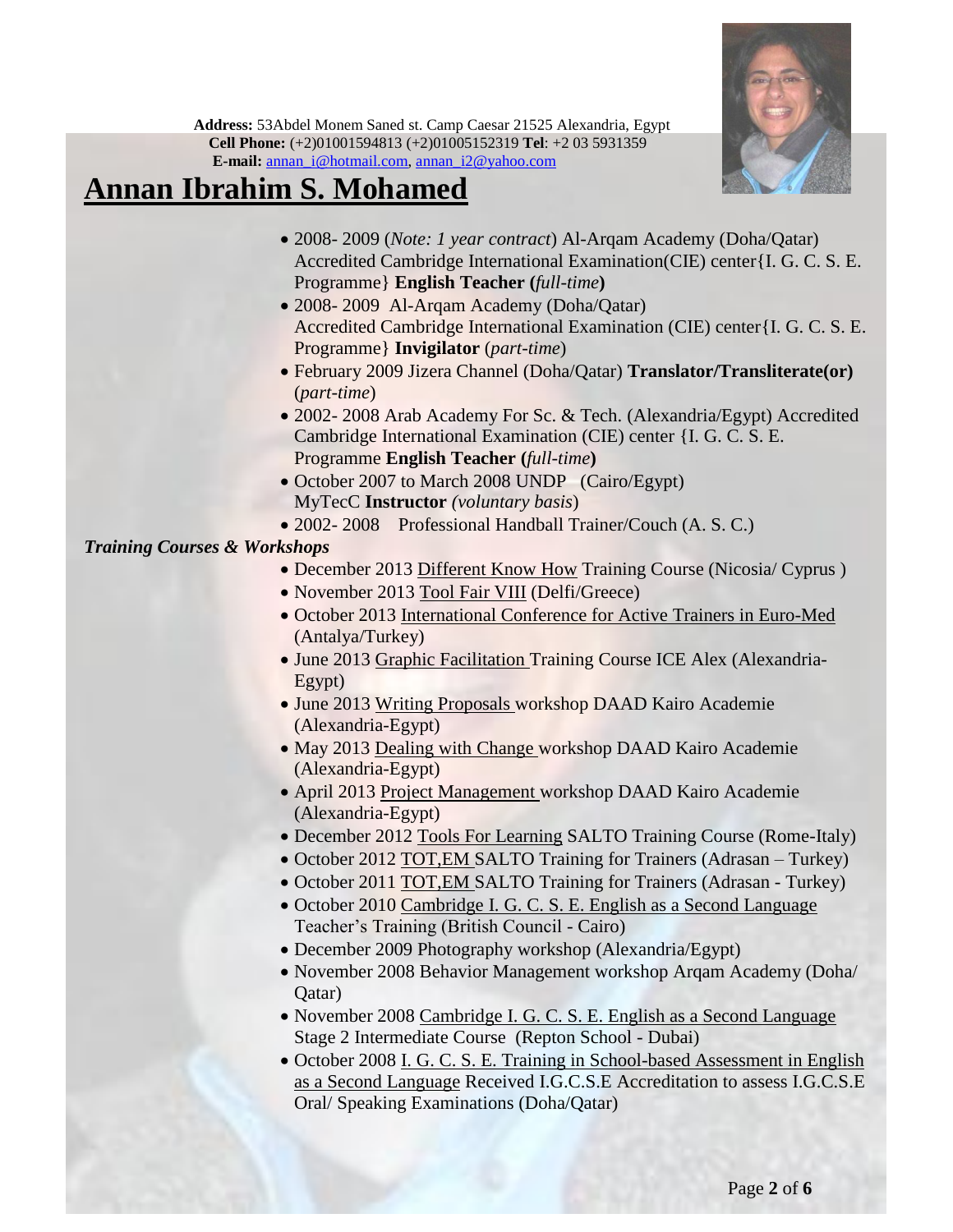**Address:** 53Abdel Monem Saned st. Camp Caesar 21525 Alexandria, Egypt
**Cell Phone:** (+2)01001594813 (+2)01005152319 **Tel**: +2 03 5931359
**E-mail:** annan_i@hotmail.com, annan_i2@yahoo.com

# Annan Ibrahim S. Mohamed

- 2008- 2009 (*Note: 1 year contract*) Al-Arqam Academy (Doha/Qatar) Accredited Cambridge International Examination(CIE) center{I. G. C. S. E. Programme} **English Teacher (***full-time***)**
- 2008- 2009 Al-Arqam Academy (Doha/Qatar) Accredited Cambridge International Examination (CIE) center{I. G. C. S. E. Programme} **Invigilator** (*part-time*)
- February 2009 Jizera Channel (Doha/Qatar) **Translator/Transliterate(or)** (*part-time*)
- 2002- 2008 Arab Academy For Sc. & Tech. (Alexandria/Egypt) Accredited Cambridge International Examination (CIE) center {I. G. C. S. E. Programme **English Teacher (***full-time***)**
- October 2007 to March 2008 UNDP (Cairo/Egypt) MyTecC **Instructor** *(voluntary basis*)
- 2002- 2008 Professional Handball Trainer/Couch (A. S. C.)

***Training Courses & Workshops***

- December 2013 Different Know How Training Course (Nicosia/ Cyprus )
- November 2013 Tool Fair VIII (Delfi/Greece)
- October 2013 International Conference for Active Trainers in Euro-Med (Antalya/Turkey)
- June 2013 Graphic Facilitation Training Course ICE Alex (Alexandria-Egypt)
- June 2013 Writing Proposals workshop DAAD Kairo Academie (Alexandria-Egypt)
- May 2013 Dealing with Change workshop DAAD Kairo Academie (Alexandria-Egypt)
- April 2013 Project Management workshop DAAD Kairo Academie (Alexandria-Egypt)
- December 2012 Tools For Learning SALTO Training Course (Rome-Italy)
- October 2012 TOT,EM SALTO Training for Trainers (Adrasan – Turkey)
- October 2011 TOT,EM SALTO Training for Trainers (Adrasan - Turkey)
- October 2010 Cambridge I. G. C. S. E. English as a Second Language Teacher's Training (British Council - Cairo)
- December 2009 Photography workshop (Alexandria/Egypt)
- November 2008 Behavior Management workshop Arqam Academy (Doha/ Qatar)
- November 2008 Cambridge I. G. C. S. E. English as a Second Language Stage 2 Intermediate Course (Repton School - Dubai)
- October 2008 I. G. C. S. E. Training in School-based Assessment in English as a Second Language Received I.G.C.S.E Accreditation to assess I.G.C.S.E Oral/ Speaking Examinations (Doha/Qatar)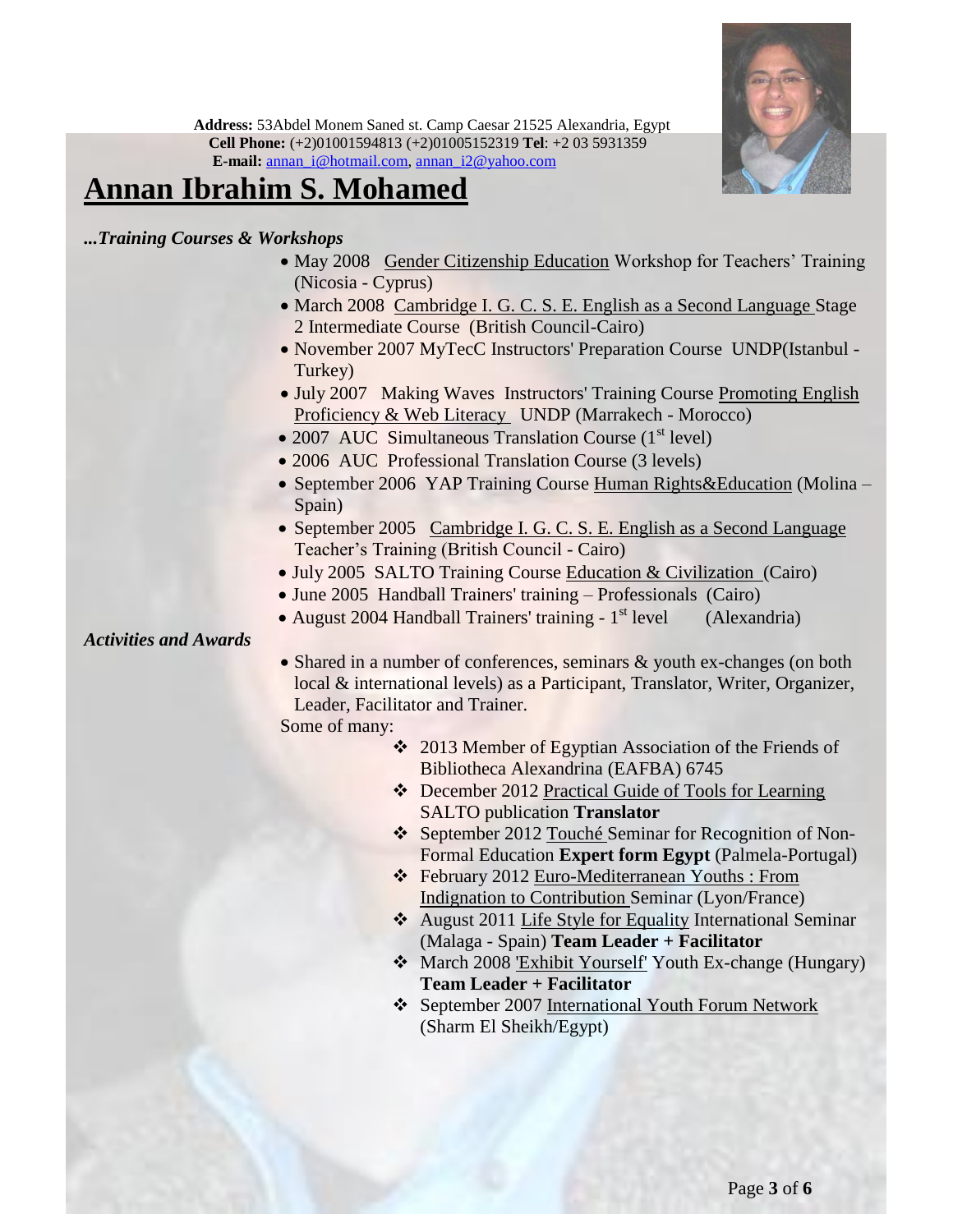**Address:** 53Abdel Monem Saned st. Camp Caesar 21525 Alexandria, Egypt
**Cell Phone:** (+2)01001594813 (+2)01005152319 **Tel**: +2 03 5931359
**E-mail:** annan_i@hotmail.com, annan_i2@yahoo.com

# Annan Ibrahim S. Mohamed

***...Training Courses & Workshops***

- May 2008 Gender Citizenship Education Workshop for Teachers' Training (Nicosia - Cyprus)
- March 2008 Cambridge I. G. C. S. E. English as a Second Language Stage 2 Intermediate Course (British Council-Cairo)
- November 2007 MyTecC Instructors' Preparation Course UNDP(Istanbul - Turkey)
- July 2007 Making Waves Instructors' Training Course Promoting English Proficiency & Web Literacy UNDP (Marrakech - Morocco)
- 2007 AUC Simultaneous Translation Course (1st level)
- 2006 AUC Professional Translation Course (3 levels)
- September 2006 YAP Training Course Human Rights&Education (Molina – Spain)
- September 2005 Cambridge I. G. C. S. E. English as a Second Language Teacher's Training (British Council - Cairo)
- July 2005 SALTO Training Course Education & Civilization (Cairo)
- June 2005 Handball Trainers' training – Professionals (Cairo)
- August 2004 Handball Trainers' training - 1st level (Alexandria)

***Activities and Awards***

- Shared in a number of conferences, seminars & youth ex-changes (on both local & international levels) as a Participant, Translator, Writer, Organizer, Leader, Facilitator and Trainer.

Some of many:

- ❖ 2013 Member of Egyptian Association of the Friends of Bibliotheca Alexandrina (EAFBA) 6745
- ❖ December 2012 Practical Guide of Tools for Learning SALTO publication **Translator**
- ❖ September 2012 Touché Seminar for Recognition of Non-Formal Education **Expert form Egypt** (Palmela-Portugal)
- ❖ February 2012 Euro-Mediterranean Youths : From Indignation to Contribution Seminar (Lyon/France)
- ❖ August 2011 Life Style for Equality International Seminar (Malaga - Spain) **Team Leader + Facilitator**
- ❖ March 2008 'Exhibit Yourself' Youth Ex-change (Hungary) **Team Leader + Facilitator**
- ❖ September 2007 International Youth Forum Network (Sharm El Sheikh/Egypt)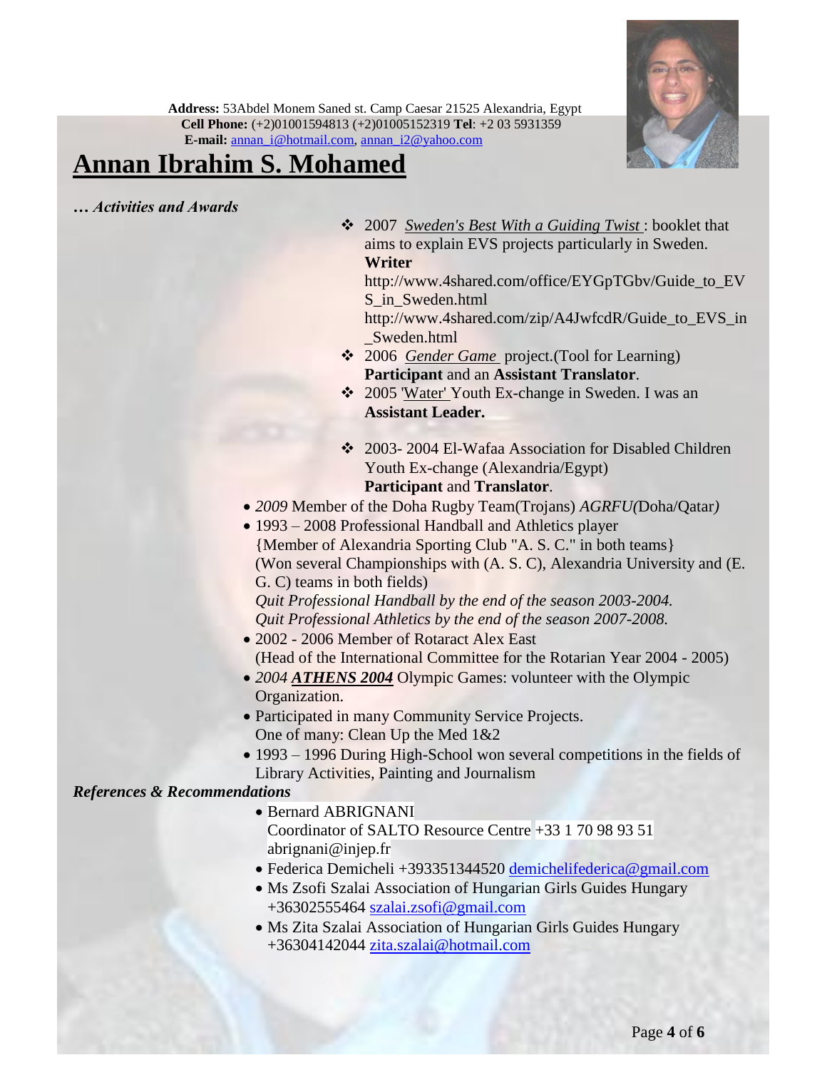**Address:** 53Abdel Monem Saned st. Camp Caesar 21525 Alexandria, Egypt
**Cell Phone:** (+2)01001594813 (+2)01005152319 **Tel**: +2 03 5931359
**E-mail:** annan_i@hotmail.com, annan_i2@yahoo.com

# Annan Ibrahim S. Mohamed

***… Activities and Awards***

- 2007 *Sweden's Best With a Guiding Twist* : booklet that aims to explain EVS projects particularly in Sweden. **Writer**
  http://www.4shared.com/office/EYGpTGbv/Guide_to_EVS_in_Sweden.html
  http://www.4shared.com/zip/A4JwfcdR/Guide_to_EVS_in_Sweden.html
- 2006 *Gender Game* project.(Tool for Learning) **Participant** and an **Assistant Translator**.
- 2005 'Water' Youth Ex-change in Sweden. I was an **Assistant Leader.**
- 2003- 2004 El-Wafaa Association for Disabled Children Youth Ex-change (Alexandria/Egypt) **Participant** and **Translator**.

- *2009* Member of the Doha Rugby Team(Trojans) *AGRFU(*Doha/Qatar*)*
- 1993 – 2008 Professional Handball and Athletics player
  {Member of Alexandria Sporting Club "A. S. C." in both teams}
  (Won several Championships with (A. S. C), Alexandria University and (E. G. C) teams in both fields)
  *Quit Professional Handball by the end of the season 2003-2004.*
  *Quit Professional Athletics by the end of the season 2007-2008.*
- 2002 - 2006 Member of Rotaract Alex East
  (Head of the International Committee for the Rotarian Year 2004 - 2005)
- *2004* ***ATHENS 2004*** Olympic Games: volunteer with the Olympic Organization.
- Participated in many Community Service Projects.
  One of many: Clean Up the Med 1&2
- 1993 – 1996 During High-School won several competitions in the fields of Library Activities, Painting and Journalism

***References & Recommendations***

- Bernard ABRIGNANI
  Coordinator of SALTO Resource Centre +33 1 70 98 93 51
  abrignani@injep.fr
- Federica Demicheli +393351344520 demichelifederica@gmail.com
- Ms Zsofi Szalai Association of Hungarian Girls Guides Hungary +36302555464 szalai.zsofi@gmail.com
- Ms Zita Szalai Association of Hungarian Girls Guides Hungary +36304142044 zita.szalai@hotmail.com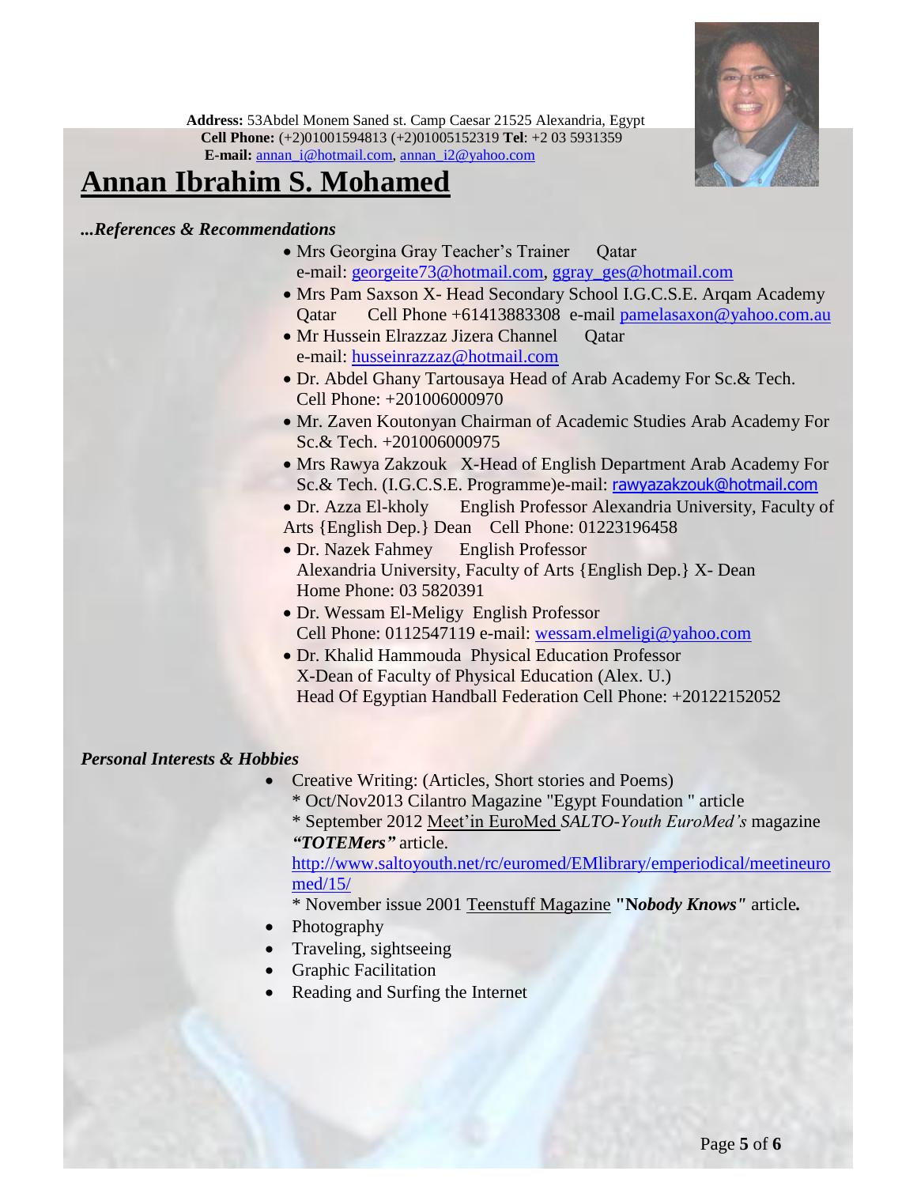**Address:** 53Abdel Monem Saned st. Camp Caesar 21525 Alexandria, Egypt
**Cell Phone:** (+2)01001594813 (+2)01005152319 **Tel**: +2 03 5931359
**E-mail:** annan_i@hotmail.com, annan_i2@yahoo.com

# Annan Ibrahim S. Mohamed

***...References & Recommendations***

- Mrs Georgina Gray Teacher's Trainer Qatar
  e-mail: georgeite73@hotmail.com, ggray_ges@hotmail.com
- Mrs Pam Saxson X- Head Secondary School I.G.C.S.E. Arqam Academy Qatar Cell Phone +61413883308 e-mail pamelasaxon@yahoo.com.au
- Mr Hussein Elrazzaz Jizera Channel Qatar
  e-mail: husseinrazzaz@hotmail.com
- Dr. Abdel Ghany Tartousaya Head of Arab Academy For Sc.& Tech. Cell Phone: +201006000970
- Mr. Zaven Koutonyan Chairman of Academic Studies Arab Academy For Sc.& Tech. +201006000975
- Mrs Rawya Zakzouk X-Head of English Department Arab Academy For Sc.& Tech. (I.G.C.S.E. Programme)e-mail: rawyazakzouk@hotmail.com
- Dr. Azza El-kholy English Professor Alexandria University, Faculty of Arts {English Dep.} Dean Cell Phone: 01223196458
- Dr. Nazek Fahmey English Professor
  Alexandria University, Faculty of Arts {English Dep.} X- Dean
  Home Phone: 03 5820391
- Dr. Wessam El-Meligy English Professor
  Cell Phone: 0112547119 e-mail: wessam.elmeligi@yahoo.com
- Dr. Khalid Hammouda Physical Education Professor
  X-Dean of Faculty of Physical Education (Alex. U.)
  Head Of Egyptian Handball Federation Cell Phone: +20122152052

***Personal Interests & Hobbies***

- Creative Writing: (Articles, Short stories and Poems)
  * Oct/Nov2013 Cilantro Magazine "Egypt Foundation " article
  * September 2012 Meet'in EuroMed *SALTO-Youth EuroMed's* magazine ***"TOTEMers"*** article.
  http://www.saltoyouth.net/rc/euromed/EMlibrary/emperiodical/meetineuromed/15/
  * November issue 2001 Teenstuff Magazine **"N*obody Knows"*** article**.**
- Photography
- Traveling, sightseeing
- Graphic Facilitation
- Reading and Surfing the Internet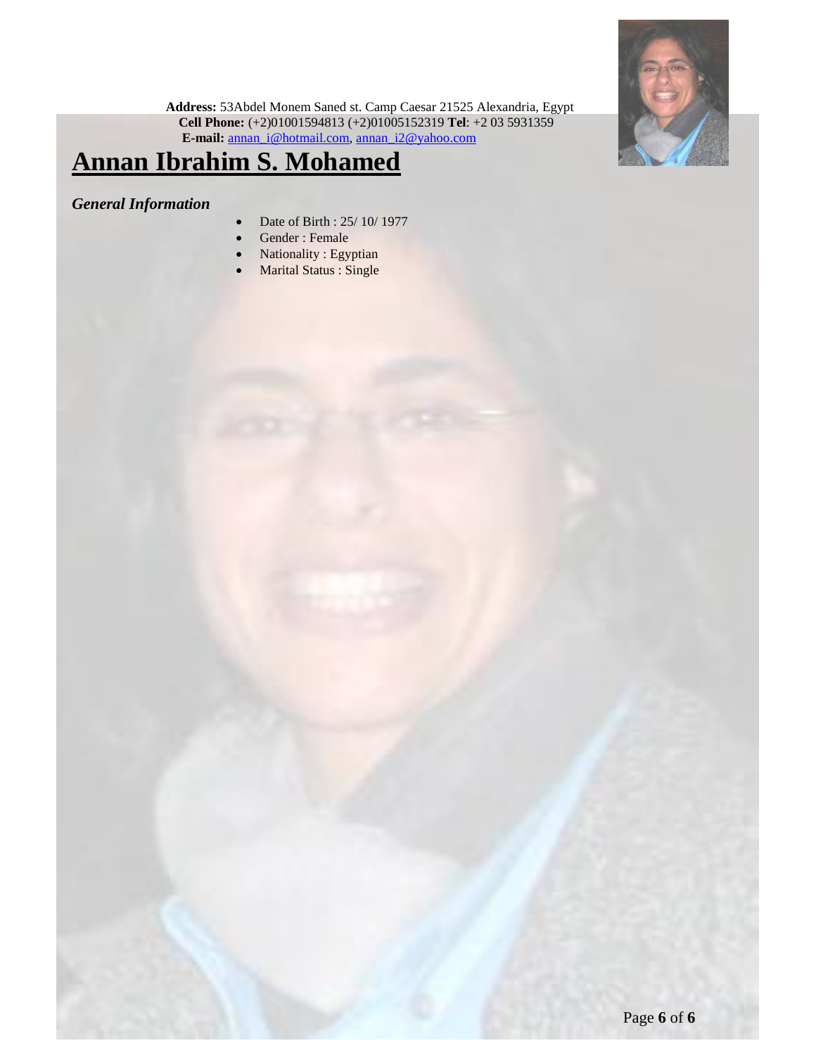**Address:** 53Abdel Monem Saned st. Camp Caesar 21525 Alexandria, Egypt
**Cell Phone:** (+2)01001594813 (+2)01005152319 **Tel**: +2 03 5931359
**E-mail:** annan_i@hotmail.com, annan_i2@yahoo.com

# Annan Ibrahim S. Mohamed

### *General Information*

- Date of Birth : 25/ 10/ 1977
- Gender : Female
- Nationality : Egyptian
- Marital Status : Single